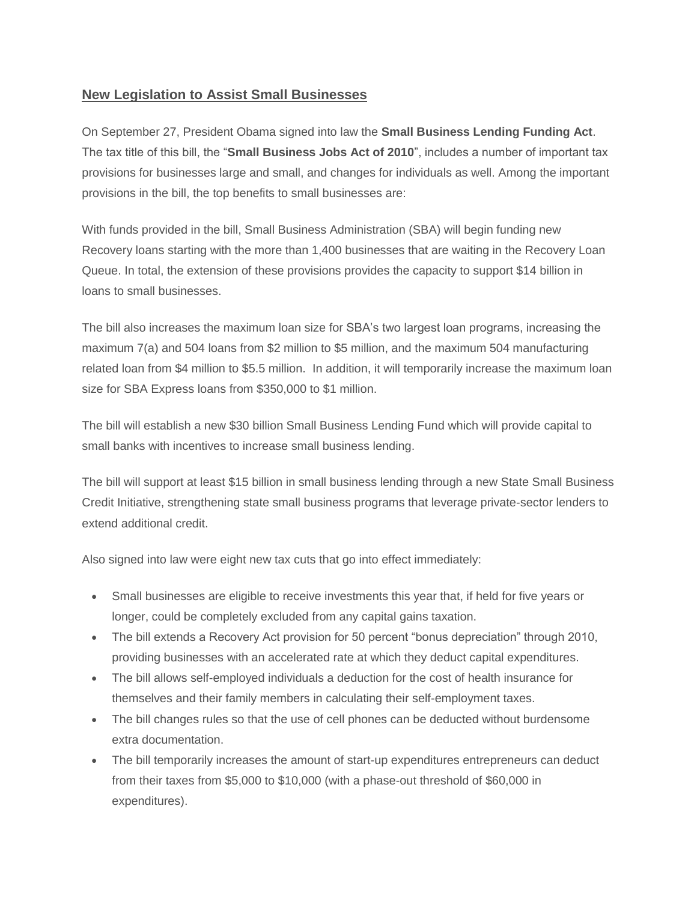## New Legislation to Assist Small Businesses

On September 27, President Obama signed into law the **Small Business Lending Funding Act**. The tax title of this bill, the "**Small Business Jobs Act of 2010**", includes a number of important tax provisions for businesses large and small, and changes for individuals as well. Among the important provisions in the bill, the top benefits to small businesses are:

With funds provided in the bill, Small Business Administration (SBA) will begin funding new Recovery loans starting with the more than 1,400 businesses that are waiting in the Recovery Loan Queue. In total, the extension of these provisions provides the capacity to support $14 billion in loans to small businesses.

The bill also increases the maximum loan size for SBA's two largest loan programs, increasing the maximum 7(a) and 504 loans from $2 million to $5 million, and the maximum 504 manufacturing related loan from $4 million to $5.5 million. In addition, it will temporarily increase the maximum loan size for SBA Express loans from $350,000 to $1 million.

The bill will establish a new $30 billion Small Business Lending Fund which will provide capital to small banks with incentives to increase small business lending.

The bill will support at least $15 billion in small business lending through a new State Small Business Credit Initiative, strengthening state small business programs that leverage private-sector lenders to extend additional credit.

Also signed into law were eight new tax cuts that go into effect immediately:

- Small businesses are eligible to receive investments this year that, if held for five years or longer, could be completely excluded from any capital gains taxation.
- The bill extends a Recovery Act provision for 50 percent "bonus depreciation" through 2010, providing businesses with an accelerated rate at which they deduct capital expenditures.
- The bill allows self-employed individuals a deduction for the cost of health insurance for themselves and their family members in calculating their self-employment taxes.
- The bill changes rules so that the use of cell phones can be deducted without burdensome extra documentation.
- The bill temporarily increases the amount of start-up expenditures entrepreneurs can deduct from their taxes from $5,000 to $10,000 (with a phase-out threshold of $60,000 in expenditures).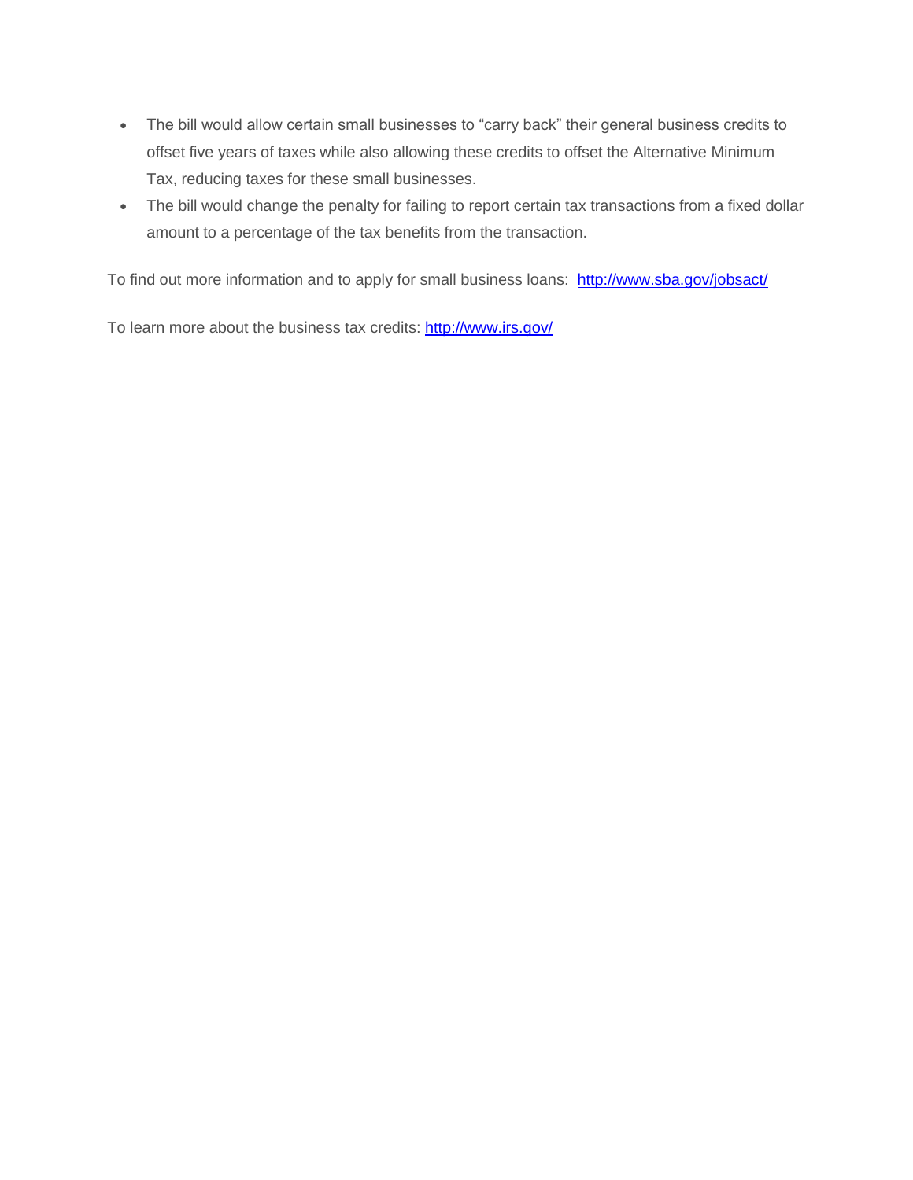- The bill would allow certain small businesses to "carry back" their general business credits to offset five years of taxes while also allowing these credits to offset the Alternative Minimum Tax, reducing taxes for these small businesses.
- The bill would change the penalty for failing to report certain tax transactions from a fixed dollar amount to a percentage of the tax benefits from the transaction.

To find out more information and to apply for small business loans: [http://www.sba.gov/jobsact/](http://www.sba.gov/jobsact/)

To learn more about the business tax credits: [http://www.irs.gov/](http://www.irs.gov/)